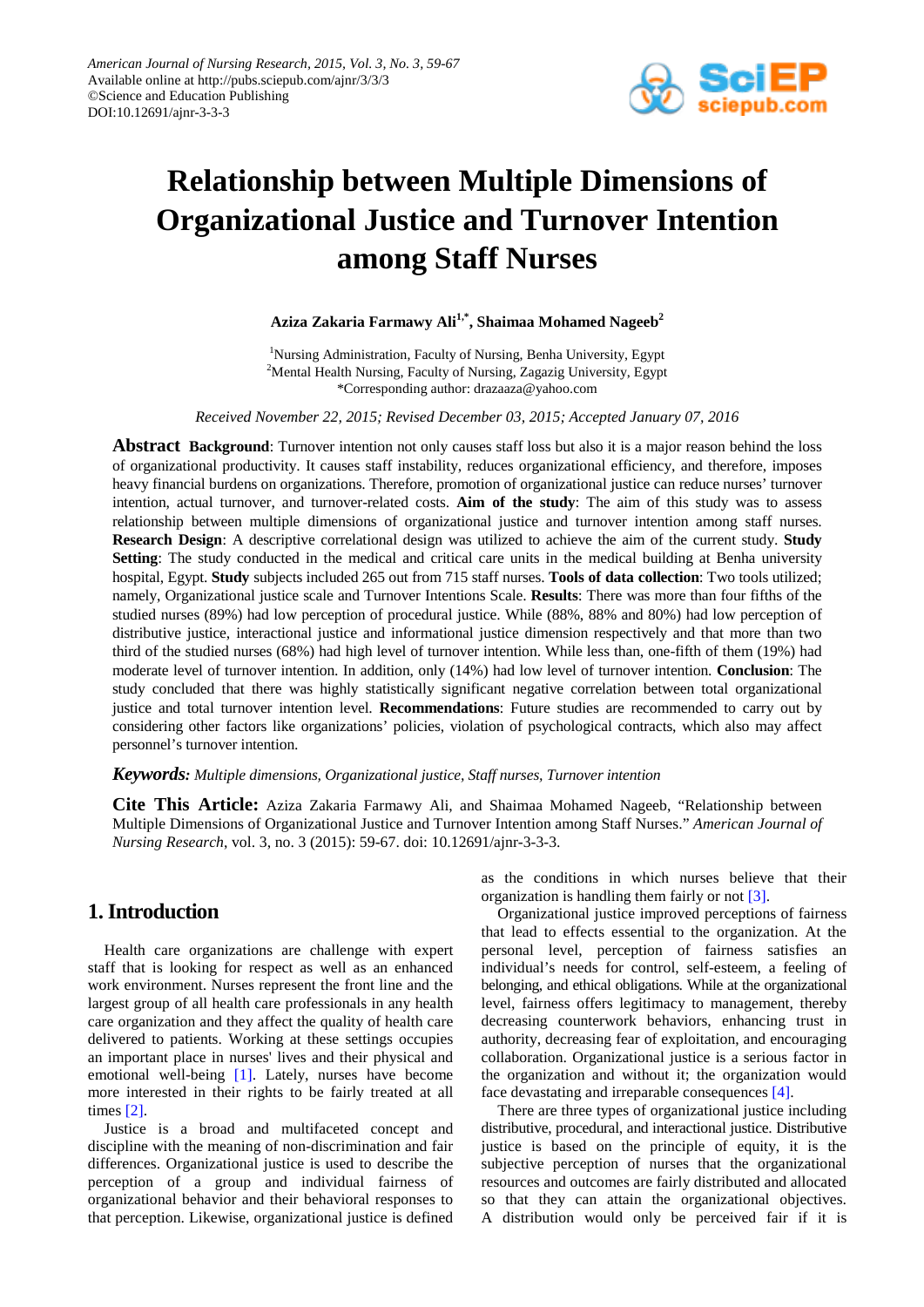# Relationship between Multiple Dimensions of Organizational Justice and Turnover Intention among Staff Nurses

**Aziza Zakaria Farmawy Ali[1,*], Shaimaa Mohamed Nageeb[2]**

[1]Nursing Administration, Faculty of Nursing, Benha University, Egypt
[2]Mental Health Nursing, Faculty of Nursing, Zagazig University, Egypt
*Corresponding author: drazaaza@yahoo.com

*Received November 22, 2015; Revised December 03, 2015; Accepted January 07, 2016*

**Abstract** **Background**: Turnover intention not only causes staff loss but also it is a major reason behind the loss of organizational productivity. It causes staff instability, reduces organizational efficiency, and therefore, imposes heavy financial burdens on organizations. Therefore, promotion of organizational justice can reduce nurses' turnover intention, actual turnover, and turnover-related costs. **Aim of the study**: The aim of this study was to assess relationship between multiple dimensions of organizational justice and turnover intention among staff nurses. **Research Design**: A descriptive correlational design was utilized to achieve the aim of the current study. **Study Setting**: The study conducted in the medical and critical care units in the medical building at Benha university hospital, Egypt. **Study** subjects included 265 out from 715 staff nurses. **Tools of data collection**: Two tools utilized; namely, Organizational justice scale and Turnover Intentions Scale. **Results**: There was more than four fifths of the studied nurses (89%) had low perception of procedural justice. While (88%, 88% and 80%) had low perception of distributive justice, interactional justice and informational justice dimension respectively and that more than two third of the studied nurses (68%) had high level of turnover intention. While less than, one-fifth of them (19%) had moderate level of turnover intention. In addition, only (14%) had low level of turnover intention. **Conclusion**: The study concluded that there was highly statistically significant negative correlation between total organizational justice and total turnover intention level. **Recommendations**: Future studies are recommended to carry out by considering other factors like organizations' policies, violation of psychological contracts, which also may affect personnel's turnover intention.

***Keywords:*** *Multiple dimensions, Organizational justice, Staff nurses, Turnover intention*

**Cite This Article:** Aziza Zakaria Farmawy Ali, and Shaimaa Mohamed Nageeb, "Relationship between Multiple Dimensions of Organizational Justice and Turnover Intention among Staff Nurses." *American Journal of Nursing Research*, vol. 3, no. 3 (2015): 59-67. doi: 10.12691/ajnr-3-3-3.

## 1. Introduction

Health care organizations are challenge with expert staff that is looking for respect as well as an enhanced work environment. Nurses represent the front line and the largest group of all health care professionals in any health care organization and they affect the quality of health care delivered to patients. Working at these settings occupies an important place in nurses' lives and their physical and emotional well-being [1]. Lately, nurses have become more interested in their rights to be fairly treated at all times [2].

Justice is a broad and multifaceted concept and discipline with the meaning of non-discrimination and fair differences. Organizational justice is used to describe the perception of a group and individual fairness of organizational behavior and their behavioral responses to that perception. Likewise, organizational justice is defined as the conditions in which nurses believe that their organization is handling them fairly or not [3].

Organizational justice improved perceptions of fairness that lead to effects essential to the organization. At the personal level, perception of fairness satisfies an individual's needs for control, self-esteem, a feeling of belonging, and ethical obligations. While at the organizational level, fairness offers legitimacy to management, thereby decreasing counterwork behaviors, enhancing trust in authority, decreasing fear of exploitation, and encouraging collaboration. Organizational justice is a serious factor in the organization and without it; the organization would face devastating and irreparable consequences [4].

There are three types of organizational justice including distributive, procedural, and interactional justice. Distributive justice is based on the principle of equity, it is the subjective perception of nurses that the organizational resources and outcomes are fairly distributed and allocated so that they can attain the organizational objectives. A distribution would only be perceived fair if it is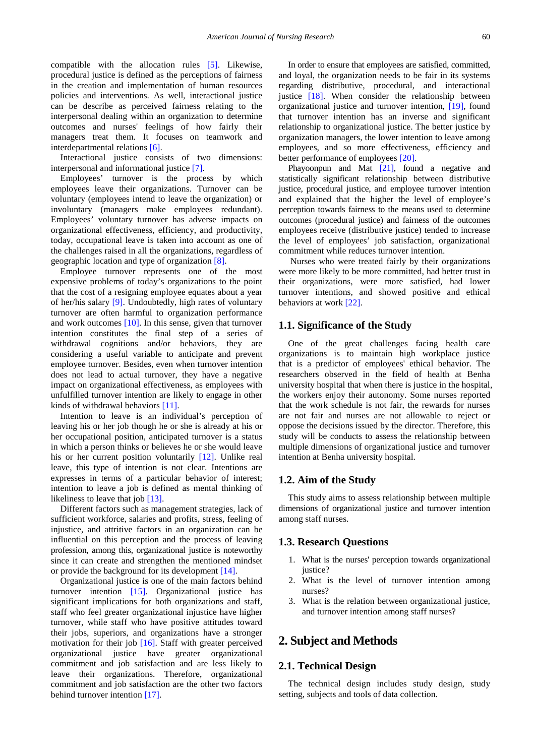compatible with the allocation rules [5]. Likewise, procedural justice is defined as the perceptions of fairness in the creation and implementation of human resources policies and interventions. As well, interactional justice can be describe as perceived fairness relating to the interpersonal dealing within an organization to determine outcomes and nurses' feelings of how fairly their managers treat them. It focuses on teamwork and interdepartmental relations [6].

Interactional justice consists of two dimensions: interpersonal and informational justice [7].

Employees' turnover is the process by which employees leave their organizations. Turnover can be voluntary (employees intend to leave the organization) or involuntary (managers make employees redundant). Employees' voluntary turnover has adverse impacts on organizational effectiveness, efficiency, and productivity, today, occupational leave is taken into account as one of the challenges raised in all the organizations, regardless of geographic location and type of organization [8].

Employee turnover represents one of the most expensive problems of today's organizations to the point that the cost of a resigning employee equates about a year of her/his salary [9]. Undoubtedly, high rates of voluntary turnover are often harmful to organization performance and work outcomes [10]. In this sense, given that turnover intention constitutes the final step of a series of withdrawal cognitions and/or behaviors, they are considering a useful variable to anticipate and prevent employee turnover. Besides, even when turnover intention does not lead to actual turnover, they have a negative impact on organizational effectiveness, as employees with unfulfilled turnover intention are likely to engage in other kinds of withdrawal behaviors [11].

Intention to leave is an individual's perception of leaving his or her job though he or she is already at his or her occupational position, anticipated turnover is a status in which a person thinks or believes he or she would leave his or her current position voluntarily [12]. Unlike real leave, this type of intention is not clear. Intentions are expresses in terms of a particular behavior of interest; intention to leave a job is defined as mental thinking of likeliness to leave that job [13].

Different factors such as management strategies, lack of sufficient workforce, salaries and profits, stress, feeling of injustice, and attritive factors in an organization can be influential on this perception and the process of leaving profession, among this, organizational justice is noteworthy since it can create and strengthen the mentioned mindset or provide the background for its development [14].

Organizational justice is one of the main factors behind turnover intention [15]. Organizational justice has significant implications for both organizations and staff, staff who feel greater organizational injustice have higher turnover, while staff who have positive attitudes toward their jobs, superiors, and organizations have a stronger motivation for their job [16]. Staff with greater perceived organizational justice have greater organizational commitment and job satisfaction and are less likely to leave their organizations. Therefore, organizational commitment and job satisfaction are the other two factors behind turnover intention [17].

In order to ensure that employees are satisfied, committed, and loyal, the organization needs to be fair in its systems regarding distributive, procedural, and interactional justice [18]. When consider the relationship between organizational justice and turnover intention, [19], found that turnover intention has an inverse and significant relationship to organizational justice. The better justice by organization managers, the lower intention to leave among employees, and so more effectiveness, efficiency and better performance of employees [20].

Phayoonpun and Mat [21], found a negative and statistically significant relationship between distributive justice, procedural justice, and employee turnover intention and explained that the higher the level of employee's perception towards fairness to the means used to determine outcomes (procedural justice) and fairness of the outcomes employees receive (distributive justice) tended to increase the level of employees' job satisfaction, organizational commitment while reduces turnover intention.

Nurses who were treated fairly by their organizations were more likely to be more committed, had better trust in their organizations, were more satisfied, had lower turnover intentions, and showed positive and ethical behaviors at work [22].

### 1.1. Significance of the Study

One of the great challenges facing health care organizations is to maintain high workplace justice that is a predictor of employees' ethical behavior. The researchers observed in the field of health at Benha university hospital that when there is justice in the hospital, the workers enjoy their autonomy. Some nurses reported that the work schedule is not fair, the rewards for nurses are not fair and nurses are not allowable to reject or oppose the decisions issued by the director. Therefore, this study will be conducts to assess the relationship between multiple dimensions of organizational justice and turnover intention at Benha university hospital.

### 1.2. Aim of the Study

This study aims to assess relationship between multiple dimensions of organizational justice and turnover intention among staff nurses.

### 1.3. Research Questions

1. What is the nurses' perception towards organizational justice?
2. What is the level of turnover intention among nurses?
3. What is the relation between organizational justice, and turnover intention among staff nurses?

## 2. Subject and Methods

### 2.1. Technical Design

The technical design includes study design, study setting, subjects and tools of data collection.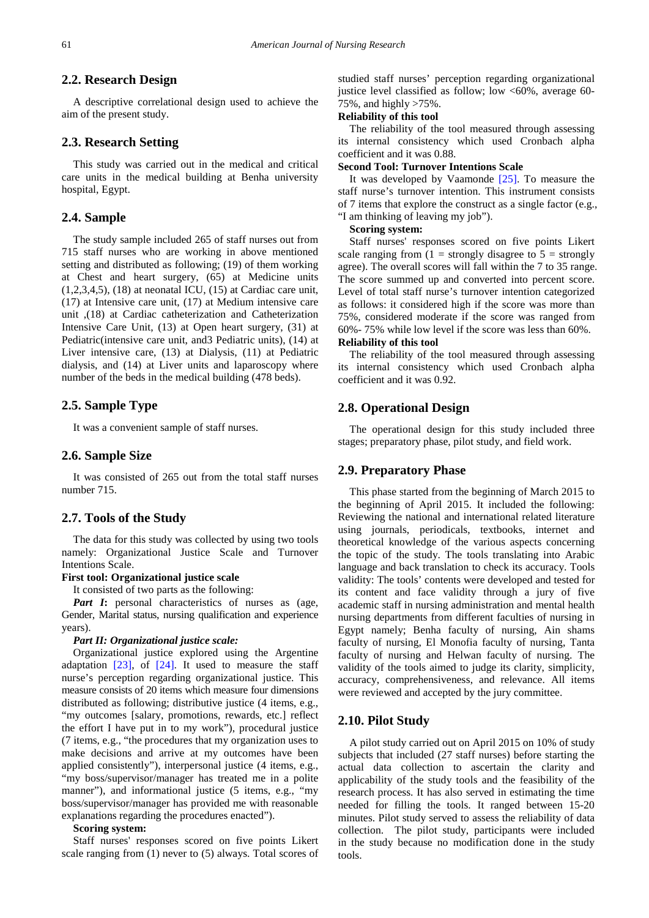## 2.2. Research Design

A descriptive correlational design used to achieve the aim of the present study.

## 2.3. Research Setting

This study was carried out in the medical and critical care units in the medical building at Benha university hospital, Egypt.

## 2.4. Sample

The study sample included 265 of staff nurses out from 715 staff nurses who are working in above mentioned setting and distributed as following; (19) of them working at Chest and heart surgery, (65) at Medicine units (1,2,3,4,5), (18) at neonatal ICU, (15) at Cardiac care unit, (17) at Intensive care unit, (17) at Medium intensive care unit ,(18) at Cardiac catheterization and Catheterization Intensive Care Unit, (13) at Open heart surgery, (31) at Pediatric(intensive care unit, and3 Pediatric units), (14) at Liver intensive care, (13) at Dialysis, (11) at Pediatric dialysis, and (14) at Liver units and laparoscopy where number of the beds in the medical building (478 beds).

## 2.5. Sample Type

It was a convenient sample of staff nurses.

## 2.6. Sample Size

It was consisted of 265 out from the total staff nurses number 715.

## 2.7. Tools of the Study

The data for this study was collected by using two tools namely: Organizational Justice Scale and Turnover Intentions Scale.

**First tool: Organizational justice scale**

It consisted of two parts as the following:

***Part I*:** personal characteristics of nurses as (age, Gender, Marital status, nursing qualification and experience years).

***Part II: Organizational justice scale:***

Organizational justice explored using the Argentine adaptation [23], of [24]. It used to measure the staff nurse's perception regarding organizational justice. This measure consists of 20 items which measure four dimensions distributed as following; distributive justice (4 items, e.g., "my outcomes [salary, promotions, rewards, etc.] reflect the effort I have put in to my work"), procedural justice (7 items, e.g., "the procedures that my organization uses to make decisions and arrive at my outcomes have been applied consistently"), interpersonal justice (4 items, e.g., "my boss/supervisor/manager has treated me in a polite manner"), and informational justice (5 items, e.g., "my boss/supervisor/manager has provided me with reasonable explanations regarding the procedures enacted").

**Scoring system:**

Staff nurses' responses scored on five points Likert scale ranging from (1) never to (5) always. Total scores of studied staff nurses' perception regarding organizational justice level classified as follow; low <60%, average 60-75%, and highly >75%.

**Reliability of this tool**

The reliability of the tool measured through assessing its internal consistency which used Cronbach alpha coefficient and it was 0.88.

**Second Tool: Turnover Intentions Scale**

It was developed by Vaamonde [25]. To measure the staff nurse's turnover intention. This instrument consists of 7 items that explore the construct as a single factor (e.g., "I am thinking of leaving my job").

**Scoring system:**

Staff nurses' responses scored on five points Likert scale ranging from (1 = strongly disagree to 5 = strongly agree). The overall scores will fall within the 7 to 35 range. The score summed up and converted into percent score. Level of total staff nurse's turnover intention categorized as follows: it considered high if the score was more than 75%, considered moderate if the score was ranged from 60%- 75% while low level if the score was less than 60%.

**Reliability of this tool**

The reliability of the tool measured through assessing its internal consistency which used Cronbach alpha coefficient and it was 0.92.

## 2.8. Operational Design

The operational design for this study included three stages; preparatory phase, pilot study, and field work.

## 2.9. Preparatory Phase

This phase started from the beginning of March 2015 to the beginning of April 2015. It included the following: Reviewing the national and international related literature using journals, periodicals, textbooks, internet and theoretical knowledge of the various aspects concerning the topic of the study. The tools translating into Arabic language and back translation to check its accuracy. Tools validity: The tools' contents were developed and tested for its content and face validity through a jury of five academic staff in nursing administration and mental health nursing departments from different faculties of nursing in Egypt namely; Benha faculty of nursing, Ain shams faculty of nursing, El Monofia faculty of nursing, Tanta faculty of nursing and Helwan faculty of nursing. The validity of the tools aimed to judge its clarity, simplicity, accuracy, comprehensiveness, and relevance. All items were reviewed and accepted by the jury committee.

## 2.10. Pilot Study

A pilot study carried out on April 2015 on 10% of study subjects that included (27 staff nurses) before starting the actual data collection to ascertain the clarity and applicability of the study tools and the feasibility of the research process. It has also served in estimating the time needed for filling the tools. It ranged between 15-20 minutes. Pilot study served to assess the reliability of data collection. The pilot study, participants were included in the study because no modification done in the study tools.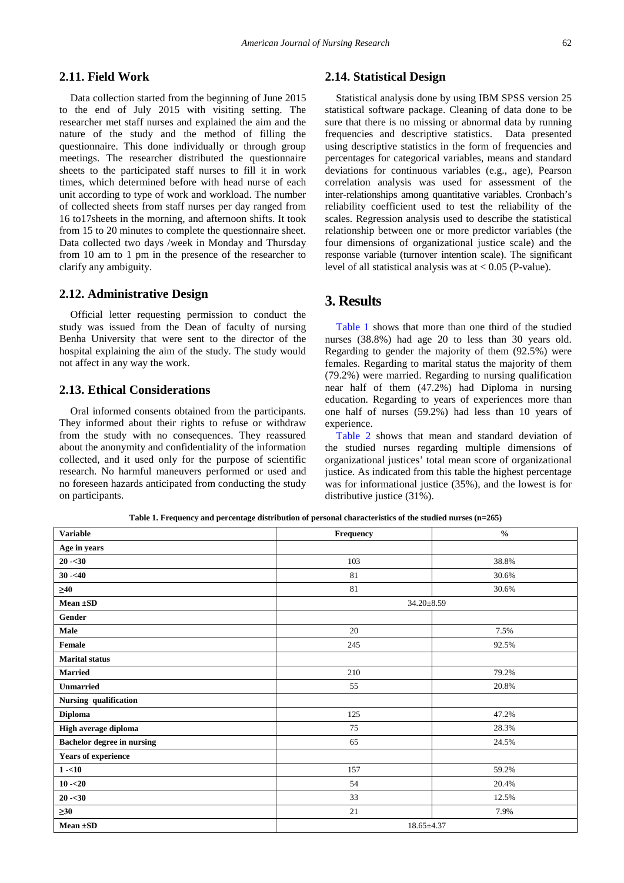### 2.11. Field Work

Data collection started from the beginning of June 2015 to the end of July 2015 with visiting setting. The researcher met staff nurses and explained the aim and the nature of the study and the method of filling the questionnaire. This done individually or through group meetings. The researcher distributed the questionnaire sheets to the participated staff nurses to fill it in work times, which determined before with head nurse of each unit according to type of work and workload. The number of collected sheets from staff nurses per day ranged from 16 to17sheets in the morning, and afternoon shifts. It took from 15 to 20 minutes to complete the questionnaire sheet. Data collected two days /week in Monday and Thursday from 10 am to 1 pm in the presence of the researcher to clarify any ambiguity.

### 2.12. Administrative Design

Official letter requesting permission to conduct the study was issued from the Dean of faculty of nursing Benha University that were sent to the director of the hospital explaining the aim of the study. The study would not affect in any way the work.

### 2.13. Ethical Considerations

Oral informed consents obtained from the participants. They informed about their rights to refuse or withdraw from the study with no consequences. They reassured about the anonymity and confidentiality of the information collected, and it used only for the purpose of scientific research. No harmful maneuvers performed or used and no foreseen hazards anticipated from conducting the study on participants.

### 2.14. Statistical Design

Statistical analysis done by using IBM SPSS version 25 statistical software package. Cleaning of data done to be sure that there is no missing or abnormal data by running frequencies and descriptive statistics. Data presented using descriptive statistics in the form of frequencies and percentages for categorical variables, means and standard deviations for continuous variables (e.g., age), Pearson correlation analysis was used for assessment of the inter-relationships among quantitative variables. Cronbach's reliability coefficient used to test the reliability of the scales. Regression analysis used to describe the statistical relationship between one or more predictor variables (the four dimensions of organizational justice scale) and the response variable (turnover intention scale). The significant level of all statistical analysis was at < 0.05 (P-value).

## 3. Results

Table 1 shows that more than one third of the studied nurses (38.8%) had age 20 to less than 30 years old. Regarding to gender the majority of them (92.5%) were females. Regarding to marital status the majority of them (79.2%) were married. Regarding to nursing qualification near half of them (47.2%) had Diploma in nursing education. Regarding to years of experiences more than one half of nurses (59.2%) had less than 10 years of experience.

Table 2 shows that mean and standard deviation of the studied nurses regarding multiple dimensions of organizational justices' total mean score of organizational justice. As indicated from this table the highest percentage was for informational justice (35%), and the lowest is for distributive justice (31%).

**Table 1. Frequency and percentage distribution of personal characteristics of the studied nurses (n=265)**

| Variable | Frequency | % |
|---|---|---|
| **Age in years** | | |
| **20 -<30** | 103 | 38.8% |
| **30 -<40** | 81 | 30.6% |
| **≥40** | 81 | 30.6% |
| **Mean ±SD** | 34.20±8.59 | |
| **Gender** | | |
| **Male** | 20 | 7.5% |
| **Female** | 245 | 92.5% |
| **Marital status** | | |
| **Married** | 210 | 79.2% |
| **Unmarried** | 55 | 20.8% |
| **Nursing qualification** | | |
| **Diploma** | 125 | 47.2% |
| **High average diploma** | 75 | 28.3% |
| **Bachelor degree in nursing** | 65 | 24.5% |
| **Years of experience** | | |
| **1 -<10** | 157 | 59.2% |
| **10 -<20** | 54 | 20.4% |
| **20 -<30** | 33 | 12.5% |
| **≥30** | 21 | 7.9% |
| **Mean ±SD** | 18.65±4.37 | |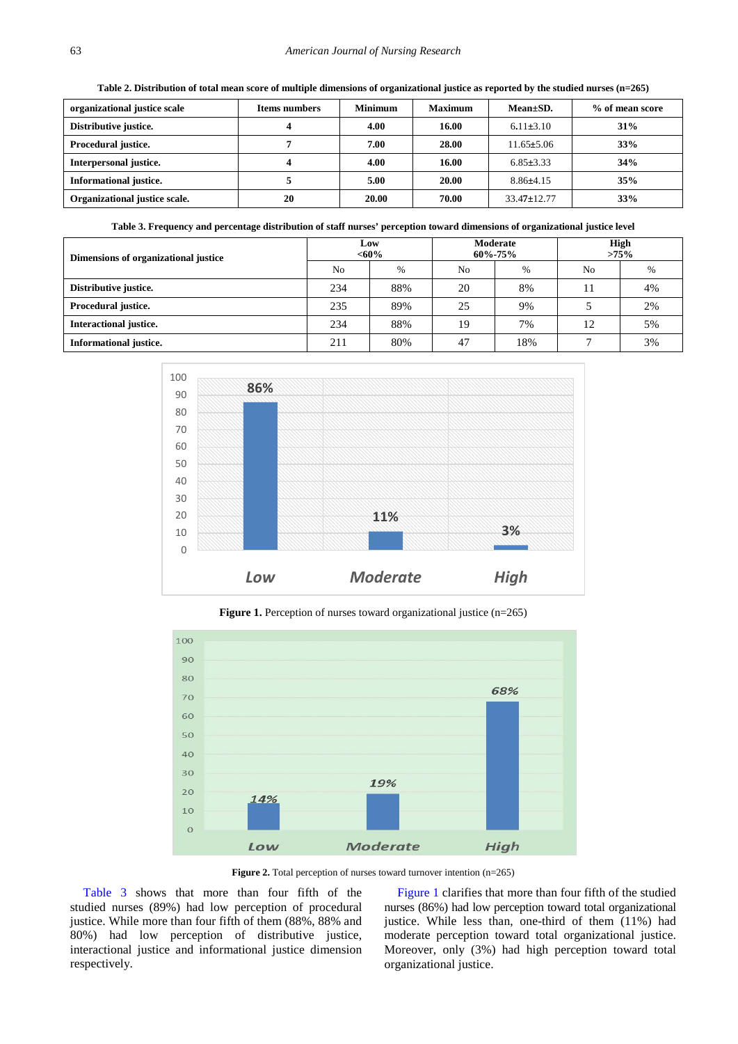**Table 2. Distribution of total mean score of multiple dimensions of organizational justice as reported by the studied nurses (n=265)**

| organizational justice scale | Items numbers | Minimum | Maximum | Mean±SD. | % of mean score |
|---|---|---|---|---|---|
| **Distributive justice.** | **4** | **4.00** | **16.00** | 6.11±3.10 | **31%** |
| **Procedural justice.** | **7** | **7.00** | **28.00** | 11.65±5.06 | **33%** |
| **Interpersonal justice.** | **4** | **4.00** | **16.00** | 6.85±3.33 | **34%** |
| **Informational justice.** | **5** | **5.00** | **20.00** | 8.86±4.15 | **35%** |
| **Organizational justice scale.** | **20** | **20.00** | **70.00** | 33.47±12.77 | **33%** |

**Table 3. Frequency and percentage distribution of staff nurses' perception toward dimensions of organizational justice level**

| Dimensions of organizational justice | Low <60% | | Moderate 60%-75% | | High >75% | |
|---|---|---|---|---|---|---|
| | No | % | No | % | No | % |
| **Distributive justice.** | 234 | 88% | 20 | 8% | 11 | 4% |
| **Procedural justice.** | 235 | 89% | 25 | 9% | 5 | 2% |
| **Interactional justice.** | 234 | 88% | 19 | 7% | 12 | 5% |
| **Informational justice.** | 211 | 80% | 47 | 18% | 7 | 3% |

**Figure 1.** Perception of nurses toward organizational justice (n=265)

**Figure 2.** Total perception of nurses toward turnover intention (n=265)

Table 3 shows that more than four fifth of the studied nurses (89%) had low perception of procedural justice. While more than four fifth of them (88%, 88% and 80%) had low perception of distributive justice, interactional justice and informational justice dimension respectively.

Figure 1 clarifies that more than four fifth of the studied nurses (86%) had low perception toward total organizational justice. While less than, one-third of them (11%) had moderate perception toward total organizational justice. Moreover, only (3%) had high perception toward total organizational justice.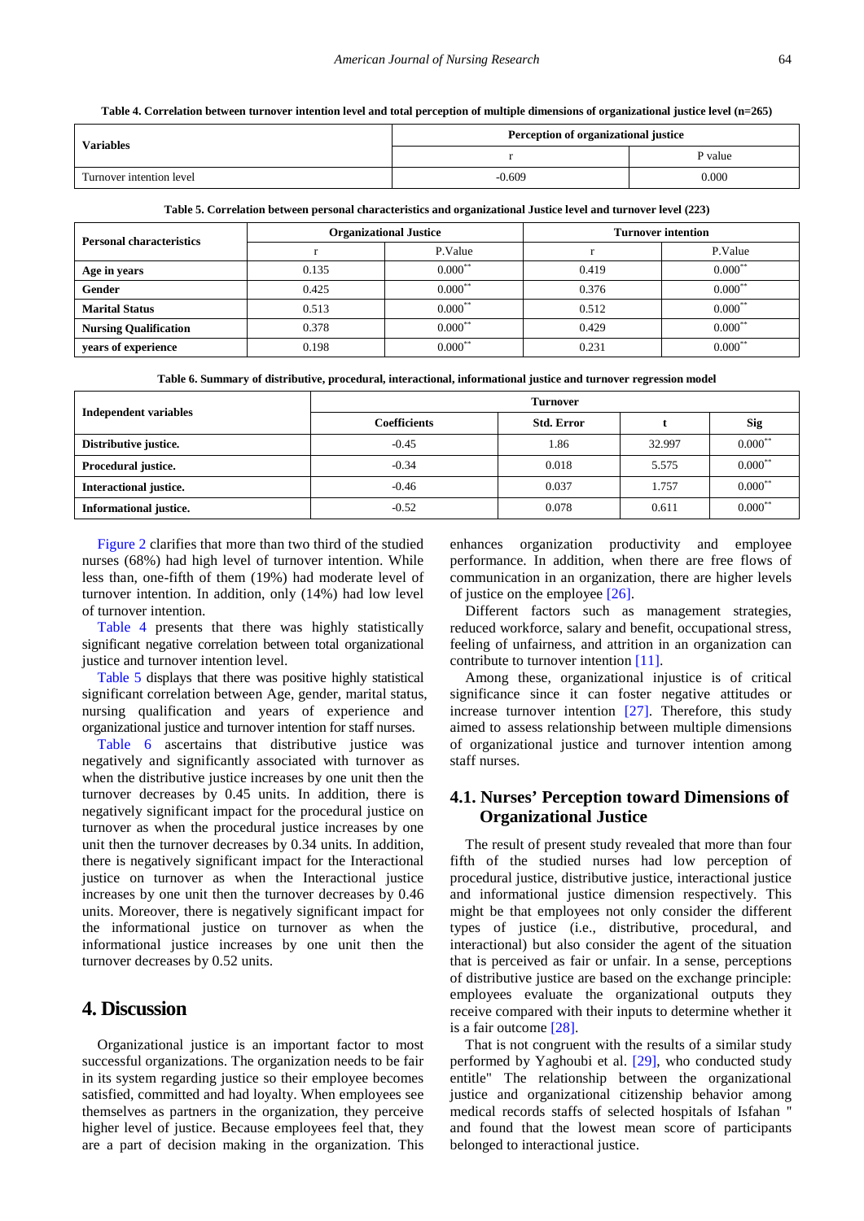**Table 4. Correlation between turnover intention level and total perception of multiple dimensions of organizational justice level (n=265)**

| Variables | Perception of organizational justice | |
|---|---|---|
| | r | P value |
| Turnover intention level | -0.609 | 0.000 |

**Table 5. Correlation between personal characteristics and organizational Justice level and turnover level (223)**

| Personal characteristics | Organizational Justice | | Turnover intention | |
|---|---|---|---|---|
| | r | P.Value | r | P.Value |
| **Age in years** | 0.135 | 0.000** | 0.419 | 0.000** |
| **Gender** | 0.425 | 0.000** | 0.376 | 0.000** |
| **Marital Status** | 0.513 | 0.000** | 0.512 | 0.000** |
| **Nursing Qualification** | 0.378 | 0.000** | 0.429 | 0.000** |
| **years of experience** | 0.198 | 0.000** | 0.231 | 0.000** |

**Table 6. Summary of distributive, procedural, interactional, informational justice and turnover regression model**

| Independent variables | Turnover | | | |
|---|---|---|---|---|
| | **Coefficients** | **Std. Error** | **t** | **Sig** |
| **Distributive justice.** | -0.45 | 1.86 | 32.997 | 0.000** |
| **Procedural justice.** | -0.34 | 0.018 | 5.575 | 0.000** |
| **Interactional justice.** | -0.46 | 0.037 | 1.757 | 0.000** |
| **Informational justice.** | -0.52 | 0.078 | 0.611 | 0.000** |

Figure 2 clarifies that more than two third of the studied nurses (68%) had high level of turnover intention. While less than, one-fifth of them (19%) had moderate level of turnover intention. In addition, only (14%) had low level of turnover intention.

Table 4 presents that there was highly statistically significant negative correlation between total organizational justice and turnover intention level.

Table 5 displays that there was positive highly statistical significant correlation between Age, gender, marital status, nursing qualification and years of experience and organizational justice and turnover intention for staff nurses.

Table 6 ascertains that distributive justice was negatively and significantly associated with turnover as when the distributive justice increases by one unit then the turnover decreases by 0.45 units. In addition, there is negatively significant impact for the procedural justice on turnover as when the procedural justice increases by one unit then the turnover decreases by 0.34 units. In addition, there is negatively significant impact for the Interactional justice on turnover as when the Interactional justice increases by one unit then the turnover decreases by 0.46 units. Moreover, there is negatively significant impact for the informational justice on turnover as when the informational justice increases by one unit then the turnover decreases by 0.52 units.

## 4. Discussion

Organizational justice is an important factor to most successful organizations. The organization needs to be fair in its system regarding justice so their employee becomes satisfied, committed and had loyalty. When employees see themselves as partners in the organization, they perceive higher level of justice. Because employees feel that, they are a part of decision making in the organization. This enhances organization productivity and employee performance. In addition, when there are free flows of communication in an organization, there are higher levels of justice on the employee [26].

Different factors such as management strategies, reduced workforce, salary and benefit, occupational stress, feeling of unfairness, and attrition in an organization can contribute to turnover intention [11].

Among these, organizational injustice is of critical significance since it can foster negative attitudes or increase turnover intention [27]. Therefore, this study aimed to assess relationship between multiple dimensions of organizational justice and turnover intention among staff nurses.

### 4.1. Nurses' Perception toward Dimensions of Organizational Justice

The result of present study revealed that more than four fifth of the studied nurses had low perception of procedural justice, distributive justice, interactional justice and informational justice dimension respectively. This might be that employees not only consider the different types of justice (i.e., distributive, procedural, and interactional) but also consider the agent of the situation that is perceived as fair or unfair. In a sense, perceptions of distributive justice are based on the exchange principle: employees evaluate the organizational outputs they receive compared with their inputs to determine whether it is a fair outcome [28].

That is not congruent with the results of a similar study performed by Yaghoubi et al. [29], who conducted study entitle" The relationship between the organizational justice and organizational citizenship behavior among medical records staffs of selected hospitals of Isfahan " and found that the lowest mean score of participants belonged to interactional justice.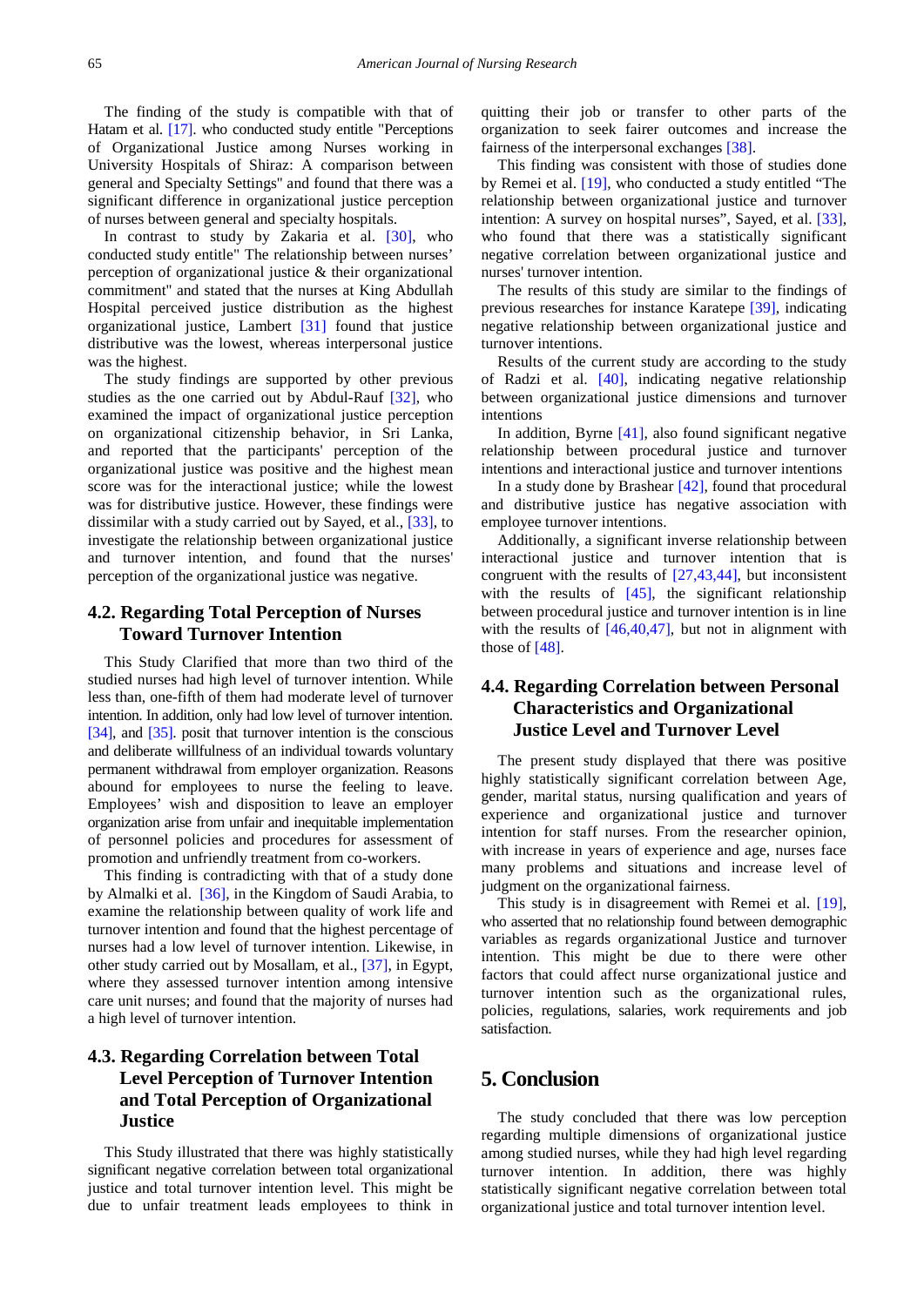The finding of the study is compatible with that of Hatam et al. [17]. who conducted study entitle "Perceptions of Organizational Justice among Nurses working in University Hospitals of Shiraz: A comparison between general and Specialty Settings" and found that there was a significant difference in organizational justice perception of nurses between general and specialty hospitals.

In contrast to study by Zakaria et al. [30], who conducted study entitle" The relationship between nurses' perception of organizational justice & their organizational commitment" and stated that the nurses at King Abdullah Hospital perceived justice distribution as the highest organizational justice, Lambert [31] found that justice distributive was the lowest, whereas interpersonal justice was the highest.

The study findings are supported by other previous studies as the one carried out by Abdul-Rauf [32], who examined the impact of organizational justice perception on organizational citizenship behavior, in Sri Lanka, and reported that the participants' perception of the organizational justice was positive and the highest mean score was for the interactional justice; while the lowest was for distributive justice. However, these findings were dissimilar with a study carried out by Sayed, et al., [33], to investigate the relationship between organizational justice and turnover intention, and found that the nurses' perception of the organizational justice was negative.

### 4.2. Regarding Total Perception of Nurses Toward Turnover Intention

This Study Clarified that more than two third of the studied nurses had high level of turnover intention. While less than, one-fifth of them had moderate level of turnover intention. In addition, only had low level of turnover intention. [34], and [35]. posit that turnover intention is the conscious and deliberate willfulness of an individual towards voluntary permanent withdrawal from employer organization. Reasons abound for employees to nurse the feeling to leave. Employees' wish and disposition to leave an employer organization arise from unfair and inequitable implementation of personnel policies and procedures for assessment of promotion and unfriendly treatment from co-workers.

This finding is contradicting with that of a study done by Almalki et al. [36], in the Kingdom of Saudi Arabia, to examine the relationship between quality of work life and turnover intention and found that the highest percentage of nurses had a low level of turnover intention. Likewise, in other study carried out by Mosallam, et al., [37], in Egypt, where they assessed turnover intention among intensive care unit nurses; and found that the majority of nurses had a high level of turnover intention.

### 4.3. Regarding Correlation between Total Level Perception of Turnover Intention and Total Perception of Organizational Justice

This Study illustrated that there was highly statistically significant negative correlation between total organizational justice and total turnover intention level. This might be due to unfair treatment leads employees to think in quitting their job or transfer to other parts of the organization to seek fairer outcomes and increase the fairness of the interpersonal exchanges [38].

This finding was consistent with those of studies done by Remei et al. [19], who conducted a study entitled "The relationship between organizational justice and turnover intention: A survey on hospital nurses", Sayed, et al. [33], who found that there was a statistically significant negative correlation between organizational justice and nurses' turnover intention.

The results of this study are similar to the findings of previous researches for instance Karatepe [39], indicating negative relationship between organizational justice and turnover intentions.

Results of the current study are according to the study of Radzi et al. [40], indicating negative relationship between organizational justice dimensions and turnover intentions

In addition, Byrne [41], also found significant negative relationship between procedural justice and turnover intentions and interactional justice and turnover intentions

In a study done by Brashear [42], found that procedural and distributive justice has negative association with employee turnover intentions.

Additionally, a significant inverse relationship between interactional justice and turnover intention that is congruent with the results of [27,43,44], but inconsistent with the results of [45], the significant relationship between procedural justice and turnover intention is in line with the results of [46,40,47], but not in alignment with those of [48].

### 4.4. Regarding Correlation between Personal Characteristics and Organizational Justice Level and Turnover Level

The present study displayed that there was positive highly statistically significant correlation between Age, gender, marital status, nursing qualification and years of experience and organizational justice and turnover intention for staff nurses. From the researcher opinion, with increase in years of experience and age, nurses face many problems and situations and increase level of judgment on the organizational fairness.

This study is in disagreement with Remei et al. [19], who asserted that no relationship found between demographic variables as regards organizational Justice and turnover intention. This might be due to there were other factors that could affect nurse organizational justice and turnover intention such as the organizational rules, policies, regulations, salaries, work requirements and job satisfaction.

## 5. Conclusion

The study concluded that there was low perception regarding multiple dimensions of organizational justice among studied nurses, while they had high level regarding turnover intention. In addition, there was highly statistically significant negative correlation between total organizational justice and total turnover intention level.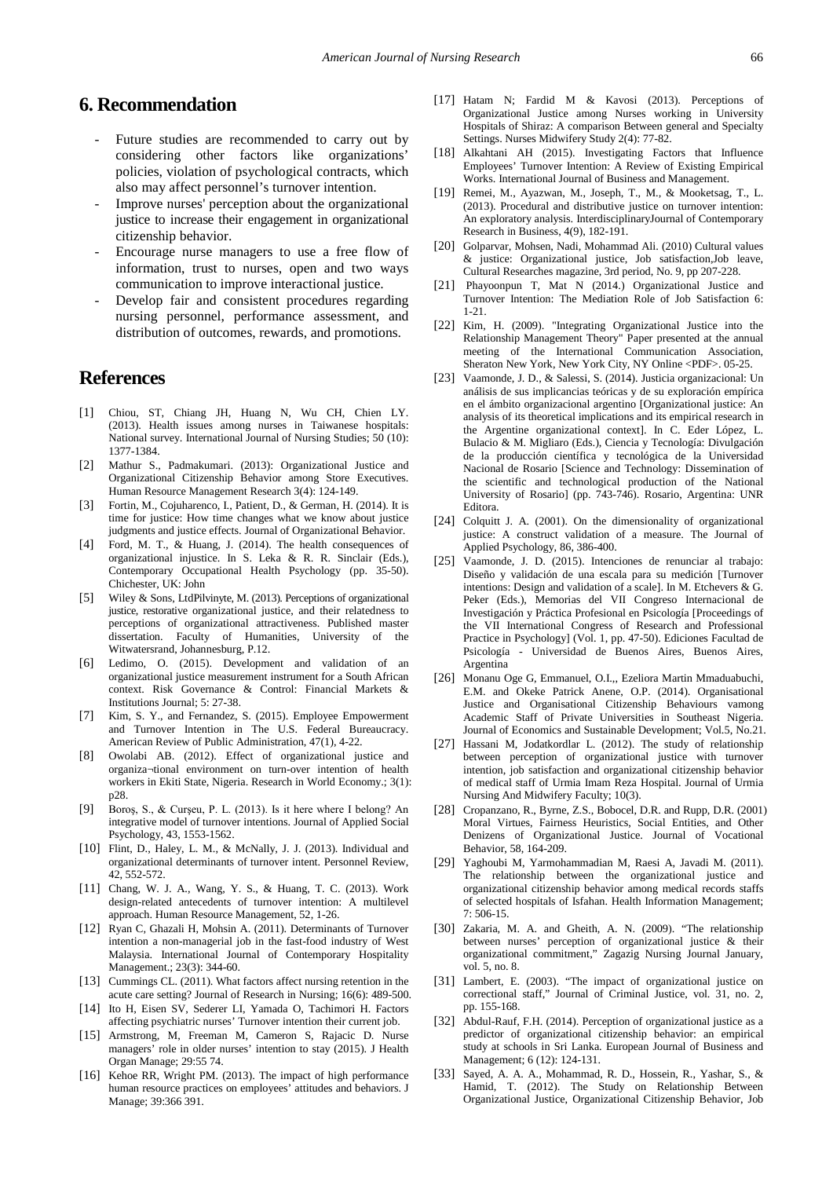## 6. Recommendation

- Future studies are recommended to carry out by considering other factors like organizations' policies, violation of psychological contracts, which also may affect personnel's turnover intention.
- Improve nurses' perception about the organizational justice to increase their engagement in organizational citizenship behavior.
- Encourage nurse managers to use a free flow of information, trust to nurses, open and two ways communication to improve interactional justice.
- Develop fair and consistent procedures regarding nursing personnel, performance assessment, and distribution of outcomes, rewards, and promotions.

## References

[1] Chiou, ST, Chiang JH, Huang N, Wu CH, Chien LY. (2013). Health issues among nurses in Taiwanese hospitals: National survey. International Journal of Nursing Studies; 50 (10): 1377-1384.

[2] Mathur S., Padmakumari. (2013): Organizational Justice and Organizational Citizenship Behavior among Store Executives. Human Resource Management Research 3(4): 124-149.

[3] Fortin, M., Cojuharenco, I., Patient, D., & German, H. (2014). It is time for justice: How time changes what we know about justice judgments and justice effects. Journal of Organizational Behavior.

[4] Ford, M. T., & Huang, J. (2014). The health consequences of organizational injustice. In S. Leka & R. R. Sinclair (Eds.), Contemporary Occupational Health Psychology (pp. 35-50). Chichester, UK: John

[5] Wiley & Sons, LtdPilvinyte, M. (2013). Perceptions of organizational justice, restorative organizational justice, and their relatedness to perceptions of organizational attractiveness. Published master dissertation. Faculty of Humanities, University of the Witwatersrand, Johannesburg, P.12.

[6] Ledimo, O. (2015). Development and validation of an organizational justice measurement instrument for a South African context. Risk Governance & Control: Financial Markets & Institutions Journal; 5: 27-38.

[7] Kim, S. Y., and Fernandez, S. (2015). Employee Empowerment and Turnover Intention in The U.S. Federal Bureaucracy. American Review of Public Administration, 47(1), 4-22.

[8] Owolabi AB. (2012). Effect of organizational justice and organiza¬tional environment on turn-over intention of health workers in Ekiti State, Nigeria. Research in World Economy.; 3(1): p28.

[9] Boroş, S., & Curşeu, P. L. (2013). Is it here where I belong? An integrative model of turnover intentions. Journal of Applied Social Psychology, 43, 1553-1562.

[10] Flint, D., Haley, L. M., & McNally, J. J. (2013). Individual and organizational determinants of turnover intent. Personnel Review, 42, 552-572.

[11] Chang, W. J. A., Wang, Y. S., & Huang, T. C. (2013). Work design-related antecedents of turnover intention: A multilevel approach. Human Resource Management, 52, 1-26.

[12] Ryan C, Ghazali H, Mohsin A. (2011). Determinants of Turnover intention a non-managerial job in the fast-food industry of West Malaysia. International Journal of Contemporary Hospitality Management.; 23(3): 344-60.

[13] Cummings CL. (2011). What factors affect nursing retention in the acute care setting? Journal of Research in Nursing; 16(6): 489-500.

[14] Ito H, Eisen SV, Sederer LI, Yamada O, Tachimori H. Factors affecting psychiatric nurses' Turnover intention their current job.

[15] Armstrong, M, Freeman M, Cameron S, Rajacic D. Nurse managers' role in older nurses' intention to stay (2015). J Health Organ Manage; 29:55 74.

[16] Kehoe RR, Wright PM. (2013). The impact of high performance human resource practices on employees' attitudes and behaviors. J Manage; 39:366 391.

[17] Hatam N; Fardid M & Kavosi (2013). Perceptions of Organizational Justice among Nurses working in University Hospitals of Shiraz: A comparison Between general and Specialty Settings. Nurses Midwifery Study 2(4): 77-82.

[18] Alkahtani AH (2015). Investigating Factors that Influence Employees' Turnover Intention: A Review of Existing Empirical Works. International Journal of Business and Management.

[19] Remei, M., Ayazwan, M., Joseph, T., M., & Mooketsag, T., L. (2013). Procedural and distributive justice on turnover intention: An exploratory analysis. InterdisciplinaryJournal of Contemporary Research in Business, 4(9), 182-191.

[20] Golparvar, Mohsen, Nadi, Mohammad Ali. (2010) Cultural values & justice: Organizational justice, Job satisfaction,Job leave, Cultural Researches magazine, 3rd period, No. 9, pp 207-228.

[21] Phayoonpun T, Mat N (2014.) Organizational Justice and Turnover Intention: The Mediation Role of Job Satisfaction 6: 1-21.

[22] Kim, H. (2009). "Integrating Organizational Justice into the Relationship Management Theory" Paper presented at the annual meeting of the International Communication Association, Sheraton New York, New York City, NY Online <PDF>. 05-25.

[23] Vaamonde, J. D., & Salessi, S. (2014). Justicia organizacional: Un análisis de sus implicancias teóricas y de su exploración empírica en el ámbito organizacional argentino [Organizational justice: An analysis of its theoretical implications and its empirical research in the Argentine organizational context]. In C. Eder López, L. Bulacio & M. Migliaro (Eds.), Ciencia y Tecnología: Divulgación de la producción científica y tecnológica de la Universidad Nacional de Rosario [Science and Technology: Dissemination of the scientific and technological production of the National University of Rosario] (pp. 743-746). Rosario, Argentina: UNR Editora.

[24] Colquitt J. A. (2001). On the dimensionality of organizational justice: A construct validation of a measure. The Journal of Applied Psychology, 86, 386-400.

[25] Vaamonde, J. D. (2015). Intenciones de renunciar al trabajo: Diseño y validación de una escala para su medición [Turnover intentions: Design and validation of a scale]. In M. Etchevers & G. Peker (Eds.), Memorias del VII Congreso Internacional de Investigación y Práctica Profesional en Psicología [Proceedings of the VII International Congress of Research and Professional Practice in Psychology] (Vol. 1, pp. 47-50). Ediciones Facultad de Psicología - Universidad de Buenos Aires, Buenos Aires, Argentina

[26] Monanu Oge G, Emmanuel, O.I.,, Ezeliora Martin Mmaduabuchi, E.M. and Okeke Patrick Anene, O.P. (2014). Organisational Justice and Organisational Citizenship Behaviours vamong Academic Staff of Private Universities in Southeast Nigeria. Journal of Economics and Sustainable Development; Vol.5, No.21.

[27] Hassani M, Jodatkordlar L. (2012). The study of relationship between perception of organizational justice with turnover intention, job satisfaction and organizational citizenship behavior of medical staff of Urmia Imam Reza Hospital. Journal of Urmia Nursing And Midwifery Faculty; 10(3).

[28] Cropanzano, R., Byrne, Z.S., Bobocel, D.R. and Rupp, D.R. (2001) Moral Virtues, Fairness Heuristics, Social Entities, and Other Denizens of Organizational Justice. Journal of Vocational Behavior, 58, 164-209.

[29] Yaghoubi M, Yarmohammadian M, Raesi A, Javadi M. (2011). The relationship between the organizational justice and organizational citizenship behavior among medical records staffs of selected hospitals of Isfahan. Health Information Management; 7: 506-15.

[30] Zakaria, M. A. and Gheith, A. N. (2009). "The relationship between nurses' perception of organizational justice & their organizational commitment," Zagazig Nursing Journal January, vol. 5, no. 8.

[31] Lambert, E. (2003). "The impact of organizational justice on correctional staff," Journal of Criminal Justice, vol. 31, no. 2, pp. 155-168.

[32] Abdul-Rauf, F.H. (2014). Perception of organizational justice as a predictor of organizational citizenship behavior: an empirical study at schools in Sri Lanka. European Journal of Business and Management; 6 (12): 124-131.

[33] Sayed, A. A. A., Mohammad, R. D., Hossein, R., Yashar, S., & Hamid, T. (2012). The Study on Relationship Between Organizational Justice, Organizational Citizenship Behavior, Job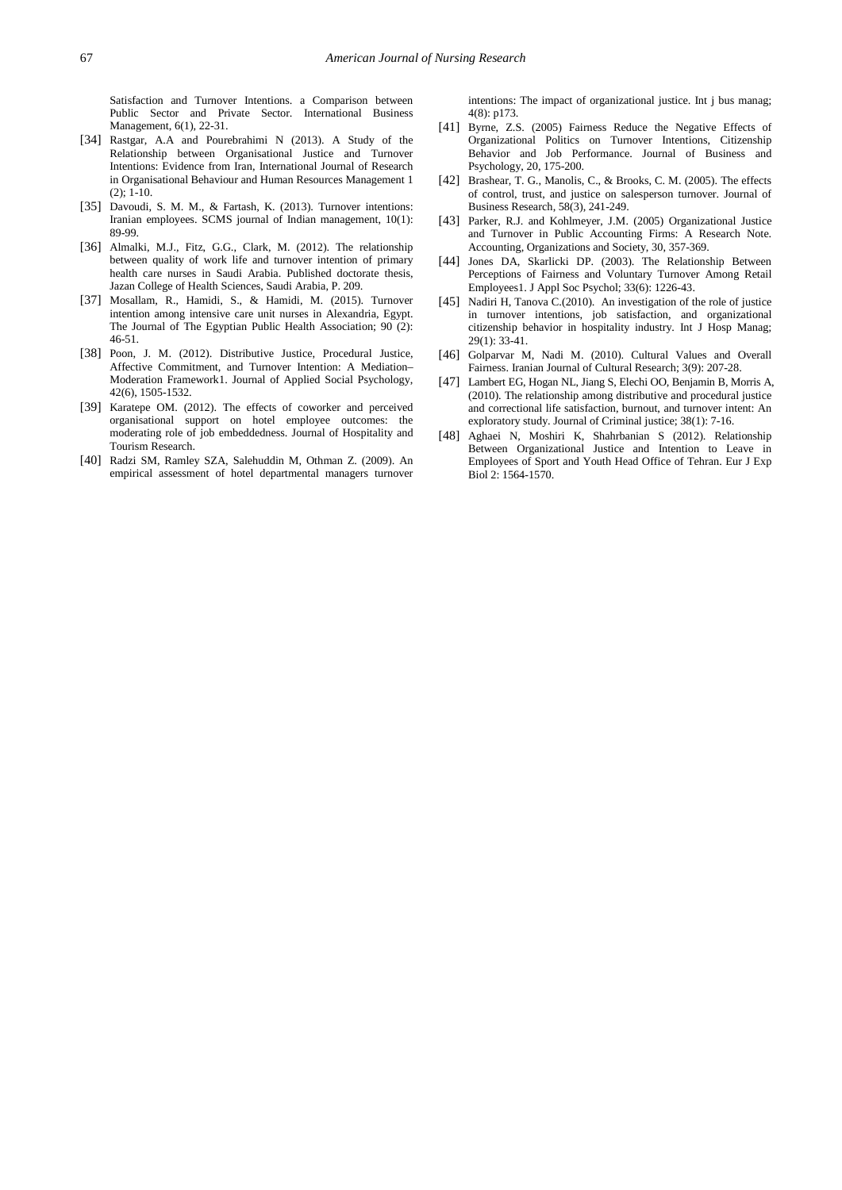Satisfaction and Turnover Intentions. a Comparison between Public Sector and Private Sector. International Business Management, 6(1), 22-31.

[34] Rastgar, A.A and Pourebrahimi N (2013). A Study of the Relationship between Organisational Justice and Turnover Intentions: Evidence from Iran, International Journal of Research in Organisational Behaviour and Human Resources Management 1 (2); 1-10.

[35] Davoudi, S. M. M., & Fartash, K. (2013). Turnover intentions: Iranian employees. SCMS journal of Indian management, 10(1): 89-99.

[36] Almalki, M.J., Fitz, G.G., Clark, M. (2012). The relationship between quality of work life and turnover intention of primary health care nurses in Saudi Arabia. Published doctorate thesis, Jazan College of Health Sciences, Saudi Arabia, P. 209.

[37] Mosallam, R., Hamidi, S., & Hamidi, M. (2015). Turnover intention among intensive care unit nurses in Alexandria, Egypt. The Journal of The Egyptian Public Health Association; 90 (2): 46-51.

[38] Poon, J. M. (2012). Distributive Justice, Procedural Justice, Affective Commitment, and Turnover Intention: A Mediation–Moderation Framework1. Journal of Applied Social Psychology, 42(6), 1505-1532.

[39] Karatepe OM. (2012). The effects of coworker and perceived organisational support on hotel employee outcomes: the moderating role of job embeddedness. Journal of Hospitality and Tourism Research.

[40] Radzi SM, Ramley SZA, Salehuddin M, Othman Z. (2009). An empirical assessment of hotel departmental managers turnover intentions: The impact of organizational justice. Int j bus manag; 4(8): p173.

[41] Byrne, Z.S. (2005) Fairness Reduce the Negative Effects of Organizational Politics on Turnover Intentions, Citizenship Behavior and Job Performance. Journal of Business and Psychology, 20, 175-200.

[42] Brashear, T. G., Manolis, C., & Brooks, C. M. (2005). The effects of control, trust, and justice on salesperson turnover. Journal of Business Research, 58(3), 241-249.

[43] Parker, R.J. and Kohlmeyer, J.M. (2005) Organizational Justice and Turnover in Public Accounting Firms: A Research Note. Accounting, Organizations and Society, 30, 357-369.

[44] Jones DA, Skarlicki DP. (2003). The Relationship Between Perceptions of Fairness and Voluntary Turnover Among Retail Employees1. J Appl Soc Psychol; 33(6): 1226-43.

[45] Nadiri H, Tanova C.(2010). An investigation of the role of justice in turnover intentions, job satisfaction, and organizational citizenship behavior in hospitality industry. Int J Hosp Manag; 29(1): 33-41.

[46] Golparvar M, Nadi M. (2010). Cultural Values and Overall Fairness. Iranian Journal of Cultural Research; 3(9): 207-28.

[47] Lambert EG, Hogan NL, Jiang S, Elechi OO, Benjamin B, Morris A, (2010). The relationship among distributive and procedural justice and correctional life satisfaction, burnout, and turnover intent: An exploratory study. Journal of Criminal justice; 38(1): 7-16.

[48] Aghaei N, Moshiri K, Shahrbanian S (2012). Relationship Between Organizational Justice and Intention to Leave in Employees of Sport and Youth Head Office of Tehran. Eur J Exp Biol 2: 1564-1570.